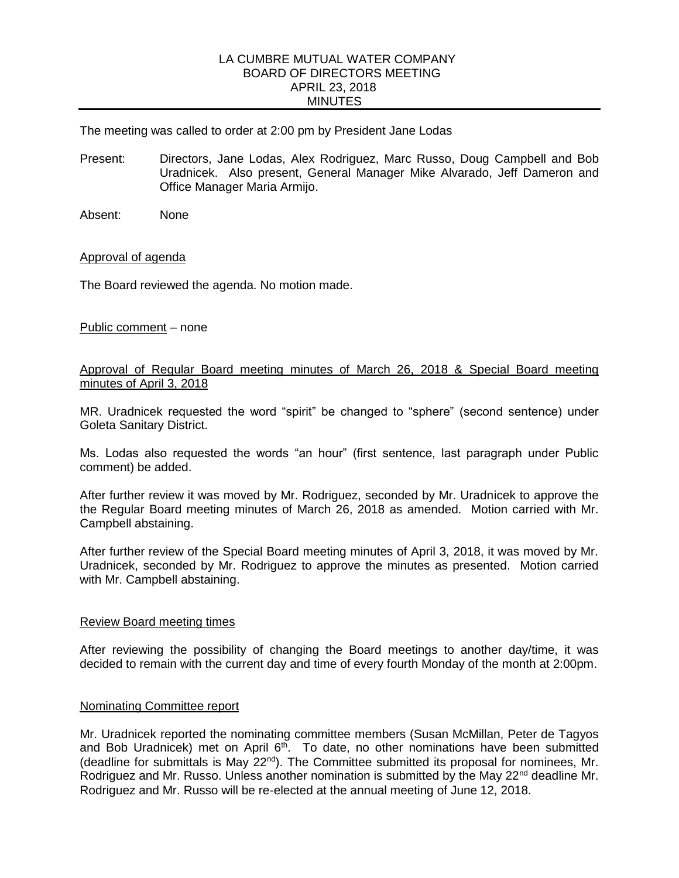# LA CUMBRE MUTUAL WATER COMPANY
## BOARD OF DIRECTORS MEETING
## APRIL 23, 2018
## MINUTES

The meeting was called to order at 2:00 pm by President Jane Lodas

Present: Directors, Jane Lodas, Alex Rodriguez, Marc Russo, Doug Campbell and Bob Uradnicek. Also present, General Manager Mike Alvarado, Jeff Dameron and Office Manager Maria Armijo.

Absent: None

Approval of agenda

The Board reviewed the agenda. No motion made.

Public comment – none

Approval of Regular Board meeting minutes of March 26, 2018 & Special Board meeting minutes of April 3, 2018

MR. Uradnicek requested the word "spirit" be changed to "sphere" (second sentence) under Goleta Sanitary District.

Ms. Lodas also requested the words "an hour" (first sentence, last paragraph under Public comment) be added.

After further review it was moved by Mr. Rodriguez, seconded by Mr. Uradnicek to approve the the Regular Board meeting minutes of March 26, 2018 as amended. Motion carried with Mr. Campbell abstaining.

After further review of the Special Board meeting minutes of April 3, 2018, it was moved by Mr. Uradnicek, seconded by Mr. Rodriguez to approve the minutes as presented. Motion carried with Mr. Campbell abstaining.

Review Board meeting times

After reviewing the possibility of changing the Board meetings to another day/time, it was decided to remain with the current day and time of every fourth Monday of the month at 2:00pm.

Nominating Committee report

Mr. Uradnicek reported the nominating committee members (Susan McMillan, Peter de Tagyos and Bob Uradnicek) met on April 6th. To date, no other nominations have been submitted (deadline for submittals is May 22nd). The Committee submitted its proposal for nominees, Mr. Rodriguez and Mr. Russo. Unless another nomination is submitted by the May 22nd deadline Mr. Rodriguez and Mr. Russo will be re-elected at the annual meeting of June 12, 2018.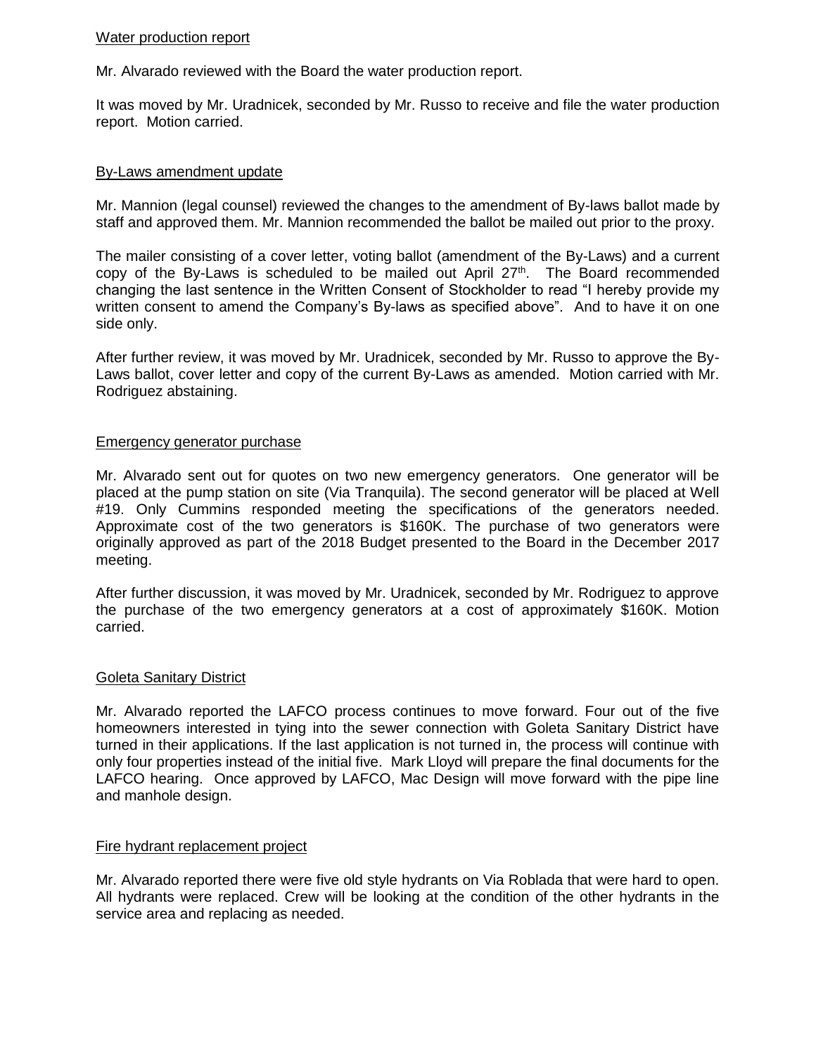## Water production report

Mr. Alvarado reviewed with the Board the water production report.

It was moved by Mr. Uradnicek, seconded by Mr. Russo to receive and file the water production report. Motion carried.

## By-Laws amendment update

Mr. Mannion (legal counsel) reviewed the changes to the amendment of By-laws ballot made by staff and approved them. Mr. Mannion recommended the ballot be mailed out prior to the proxy.

The mailer consisting of a cover letter, voting ballot (amendment of the By-Laws) and a current copy of the By-Laws is scheduled to be mailed out April 27th. The Board recommended changing the last sentence in the Written Consent of Stockholder to read "I hereby provide my written consent to amend the Company's By-laws as specified above". And to have it on one side only.

After further review, it was moved by Mr. Uradnicek, seconded by Mr. Russo to approve the By-Laws ballot, cover letter and copy of the current By-Laws as amended. Motion carried with Mr. Rodriguez abstaining.

## Emergency generator purchase

Mr. Alvarado sent out for quotes on two new emergency generators. One generator will be placed at the pump station on site (Via Tranquila). The second generator will be placed at Well #19. Only Cummins responded meeting the specifications of the generators needed. Approximate cost of the two generators is $160K. The purchase of two generators were originally approved as part of the 2018 Budget presented to the Board in the December 2017 meeting.

After further discussion, it was moved by Mr. Uradnicek, seconded by Mr. Rodriguez to approve the purchase of the two emergency generators at a cost of approximately $160K. Motion carried.

## Goleta Sanitary District

Mr. Alvarado reported the LAFCO process continues to move forward. Four out of the five homeowners interested in tying into the sewer connection with Goleta Sanitary District have turned in their applications. If the last application is not turned in, the process will continue with only four properties instead of the initial five. Mark Lloyd will prepare the final documents for the LAFCO hearing. Once approved by LAFCO, Mac Design will move forward with the pipe line and manhole design.

## Fire hydrant replacement project

Mr. Alvarado reported there were five old style hydrants on Via Roblada that were hard to open. All hydrants were replaced. Crew will be looking at the condition of the other hydrants in the service area and replacing as needed.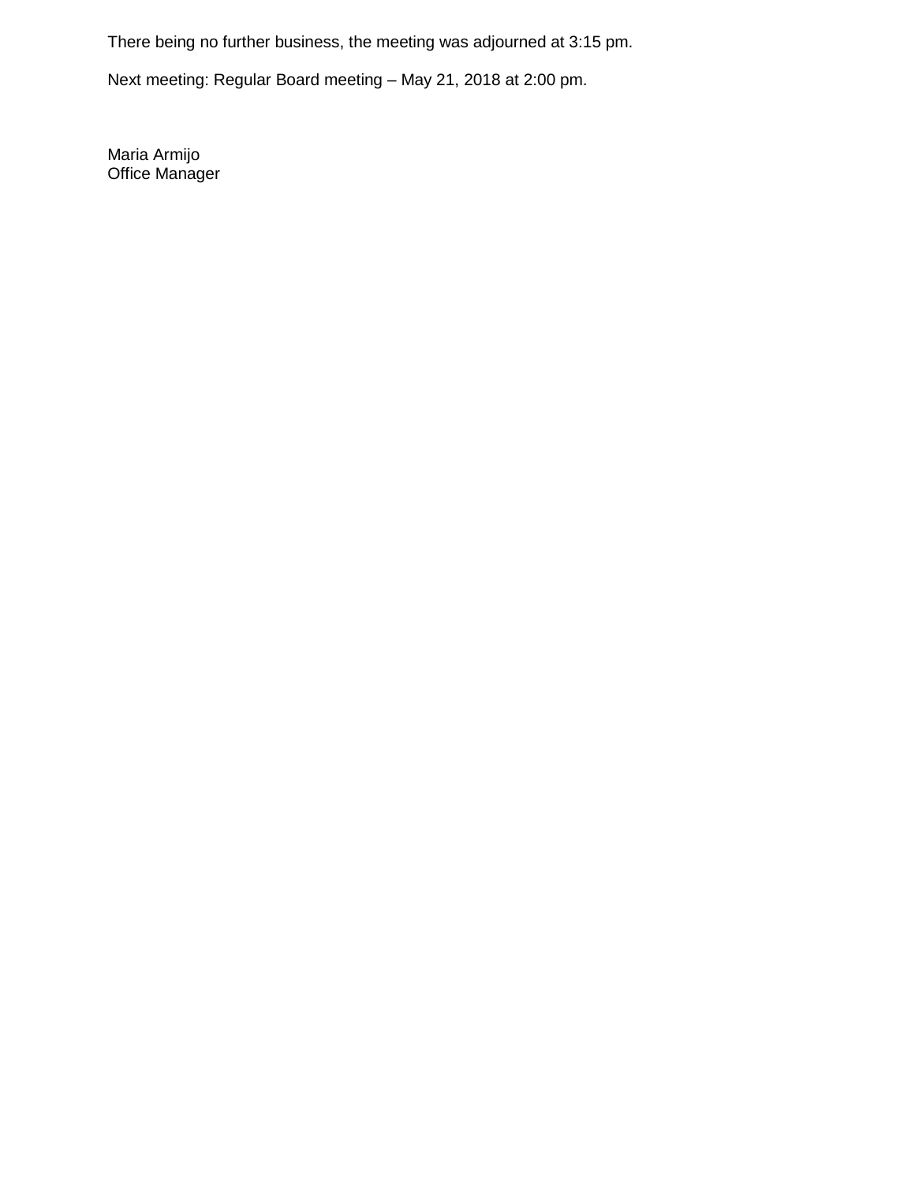There being no further business, the meeting was adjourned at 3:15 pm.

Next meeting: Regular Board meeting – May 21, 2018 at 2:00 pm.

Maria Armijo
Office Manager